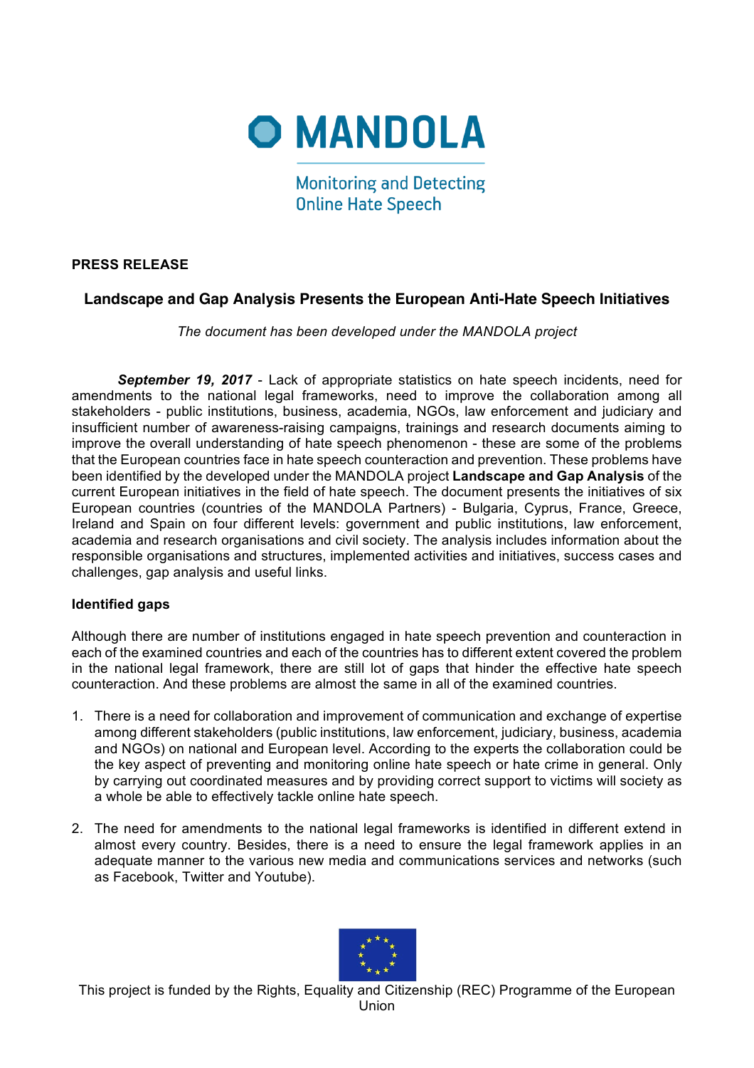# MANDOLA

Monitoring and Detecting Online Hate Speech

**PRESS RELEASE**

## Landscape and Gap Analysis Presents the European Anti-Hate Speech Initiatives

*The document has been developed under the MANDOLA project*

***September 19, 2017*** - Lack of appropriate statistics on hate speech incidents, need for amendments to the national legal frameworks, need to improve the collaboration among all stakeholders - public institutions, business, academia, NGOs, law enforcement and judiciary and insufficient number of awareness-raising campaigns, trainings and research documents aiming to improve the overall understanding of hate speech phenomenon - these are some of the problems that the European countries face in hate speech counteraction and prevention. These problems have been identified by the developed under the MANDOLA project **Landscape and Gap Analysis** of the current European initiatives in the field of hate speech. The document presents the initiatives of six European countries (countries of the MANDOLA Partners) - Bulgaria, Cyprus, France, Greece, Ireland and Spain on four different levels: government and public institutions, law enforcement, academia and research organisations and civil society. The analysis includes information about the responsible organisations and structures, implemented activities and initiatives, success cases and challenges, gap analysis and useful links.

**Identified gaps**

Although there are number of institutions engaged in hate speech prevention and counteraction in each of the examined countries and each of the countries has to different extent covered the problem in the national legal framework, there are still lot of gaps that hinder the effective hate speech counteraction. And these problems are almost the same in all of the examined countries.

1. There is a need for collaboration and improvement of communication and exchange of expertise among different stakeholders (public institutions, law enforcement, judiciary, business, academia and NGOs) on national and European level. According to the experts the collaboration could be the key aspect of preventing and monitoring online hate speech or hate crime in general. Only by carrying out coordinated measures and by providing correct support to victims will society as a whole be able to effectively tackle online hate speech.

2. The need for amendments to the national legal frameworks is identified in different extend in almost every country. Besides, there is a need to ensure the legal framework applies in an adequate manner to the various new media and communications services and networks (such as Facebook, Twitter and Youtube).

This project is funded by the Rights, Equality and Citizenship (REC) Programme of the European Union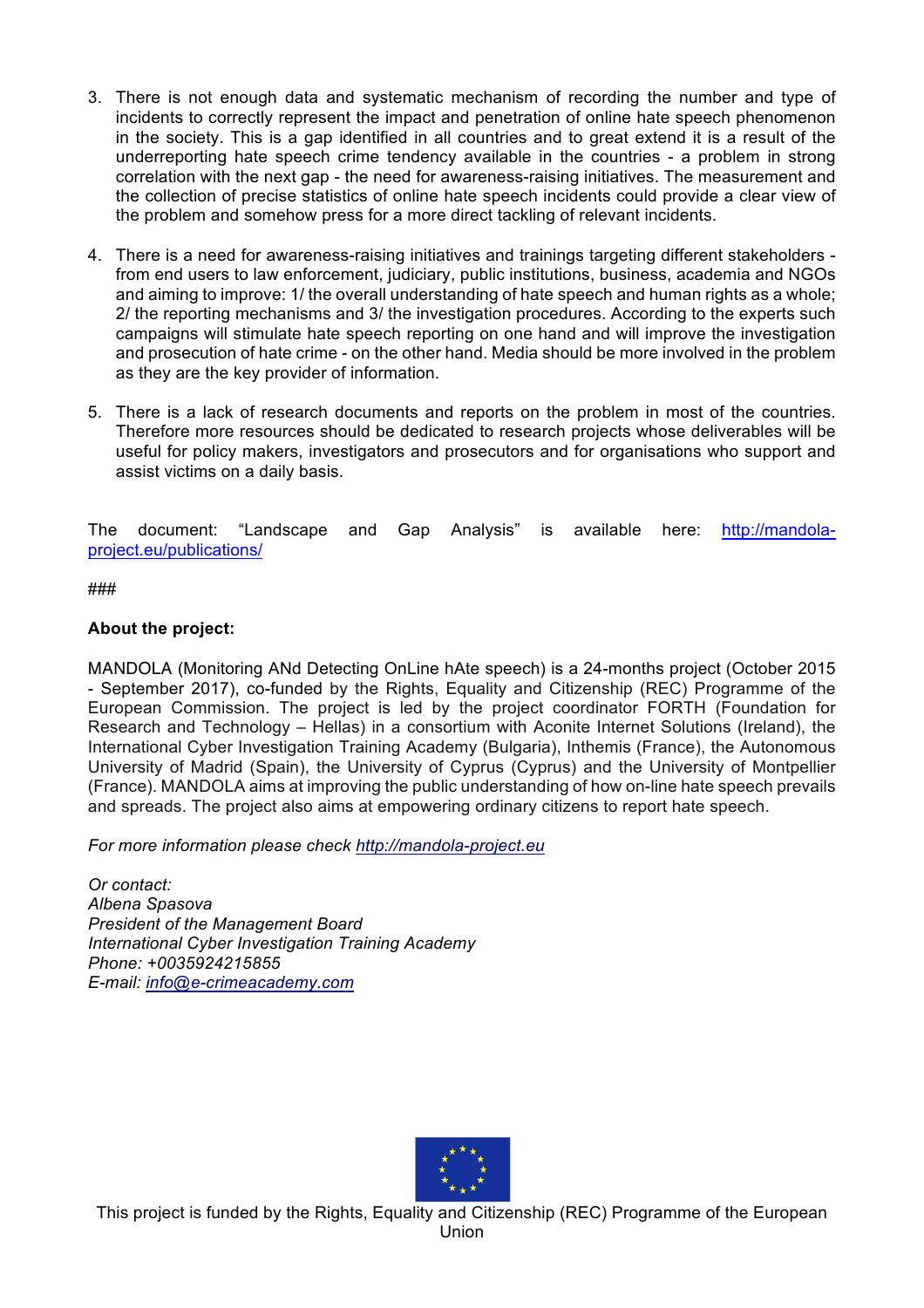3. There is not enough data and systematic mechanism of recording the number and type of incidents to correctly represent the impact and penetration of online hate speech phenomenon in the society. This is a gap identified in all countries and to great extend it is a result of the underreporting hate speech crime tendency available in the countries - a problem in strong correlation with the next gap - the need for awareness-raising initiatives. The measurement and the collection of precise statistics of online hate speech incidents could provide a clear view of the problem and somehow press for a more direct tackling of relevant incidents.

4. There is a need for awareness-raising initiatives and trainings targeting different stakeholders - from end users to law enforcement, judiciary, public institutions, business, academia and NGOs and aiming to improve: 1/ the overall understanding of hate speech and human rights as a whole; 2/ the reporting mechanisms and 3/ the investigation procedures. According to the experts such campaigns will stimulate hate speech reporting on one hand and will improve the investigation and prosecution of hate crime - on the other hand. Media should be more involved in the problem as they are the key provider of information.

5. There is a lack of research documents and reports on the problem in most of the countries. Therefore more resources should be dedicated to research projects whose deliverables will be useful for policy makers, investigators and prosecutors and for organisations who support and assist victims on a daily basis.

The document: "Landscape and Gap Analysis" is available here: http://mandola-project.eu/publications/

###

**About the project:**

MANDOLA (Monitoring ANd Detecting OnLine hAte speech) is a 24-months project (October 2015 - September 2017), co-funded by the Rights, Equality and Citizenship (REC) Programme of the European Commission. The project is led by the project coordinator FORTH (Foundation for Research and Technology – Hellas) in a consortium with Aconite Internet Solutions (Ireland), the International Cyber Investigation Training Academy (Bulgaria), Inthemis (France), the Autonomous University of Madrid (Spain), the University of Cyprus (Cyprus) and the University of Montpellier (France). MANDOLA aims at improving the public understanding of how on-line hate speech prevails and spreads. The project also aims at empowering ordinary citizens to report hate speech.

*For more information please check http://mandola-project.eu*

*Or contact:*
*Albena Spasova*
*President of the Management Board*
*International Cyber Investigation Training Academy*
*Phone: +0035924215855*
*E-mail: info@e-crimeacademy.com*

This project is funded by the Rights, Equality and Citizenship (REC) Programme of the European Union